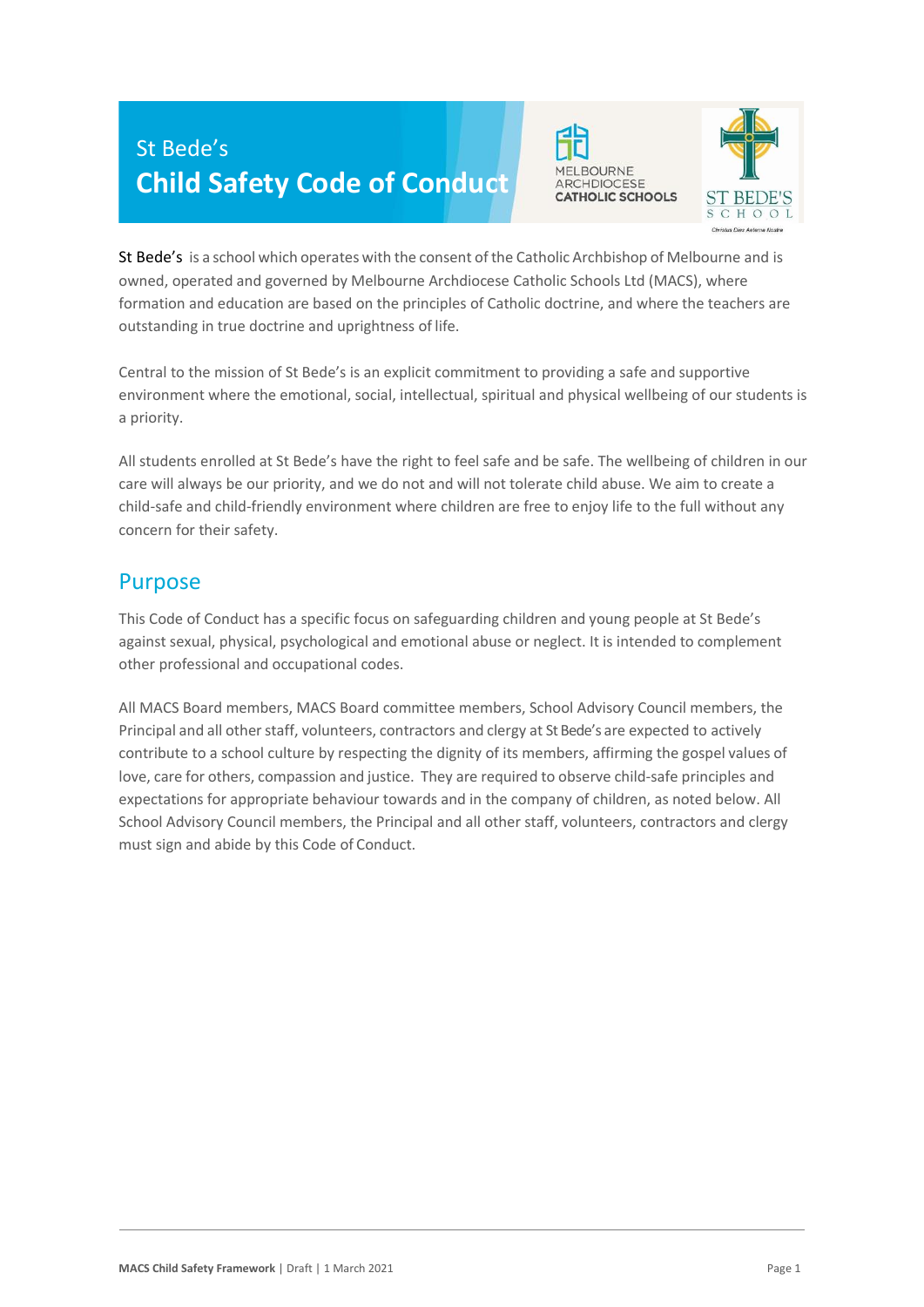# St Bede's Child Safety Code of Conduct

St Bede's is a school which operates with the consent of the Catholic Archbishop of Melbourne and is owned, operated and governed by Melbourne Archdiocese Catholic Schools Ltd (MACS), where formation and education are based on the principles of Catholic doctrine, and where the teachers are outstanding in true doctrine and uprightness of life.

Central to the mission of St Bede's is an explicit commitment to providing a safe and supportive environment where the emotional, social, intellectual, spiritual and physical wellbeing of our students is a priority.

All students enrolled at St Bede's have the right to feel safe and be safe. The wellbeing of children in our care will always be our priority, and we do not and will not tolerate child abuse. We aim to create a child-safe and child-friendly environment where children are free to enjoy life to the full without any concern for their safety.

## Purpose

This Code of Conduct has a specific focus on safeguarding children and young people at St Bede's against sexual, physical, psychological and emotional abuse or neglect. It is intended to complement other professional and occupational codes.

All MACS Board members, MACS Board committee members, School Advisory Council members, the Principal and all other staff, volunteers, contractors and clergy at St Bede's are expected to actively contribute to a school culture by respecting the dignity of its members, affirming the gospel values of love, care for others, compassion and justice. They are required to observe child-safe principles and expectations for appropriate behaviour towards and in the company of children, as noted below. All School Advisory Council members, the Principal and all other staff, volunteers, contractors and clergy must sign and abide by this Code of Conduct.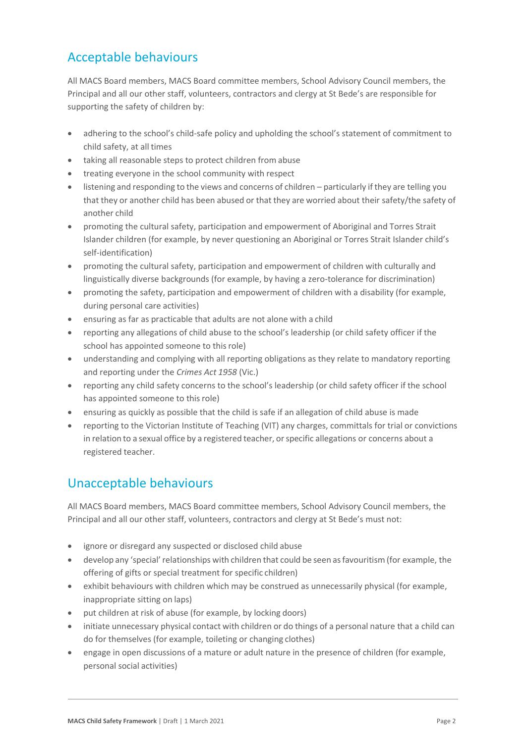## Acceptable behaviours

All MACS Board members, MACS Board committee members, School Advisory Council members, the Principal and all our other staff, volunteers, contractors and clergy at St Bede's are responsible for supporting the safety of children by:

- adhering to the school's child-safe policy and upholding the school's statement of commitment to child safety, at all times
- taking all reasonable steps to protect children from abuse
- treating everyone in the school community with respect
- listening and responding to the views and concerns of children – particularly if they are telling you that they or another child has been abused or that they are worried about their safety/the safety of another child
- promoting the cultural safety, participation and empowerment of Aboriginal and Torres Strait Islander children (for example, by never questioning an Aboriginal or Torres Strait Islander child's self-identification)
- promoting the cultural safety, participation and empowerment of children with culturally and linguistically diverse backgrounds (for example, by having a zero-tolerance for discrimination)
- promoting the safety, participation and empowerment of children with a disability (for example, during personal care activities)
- ensuring as far as practicable that adults are not alone with a child
- reporting any allegations of child abuse to the school's leadership (or child safety officer if the school has appointed someone to this role)
- understanding and complying with all reporting obligations as they relate to mandatory reporting and reporting under the *Crimes Act 1958* (Vic.)
- reporting any child safety concerns to the school's leadership (or child safety officer if the school has appointed someone to this role)
- ensuring as quickly as possible that the child is safe if an allegation of child abuse is made
- reporting to the Victorian Institute of Teaching (VIT) any charges, committals for trial or convictions in relation to a sexual office by a registered teacher, or specific allegations or concerns about a registered teacher.

## Unacceptable behaviours

All MACS Board members, MACS Board committee members, School Advisory Council members, the Principal and all our other staff, volunteers, contractors and clergy at St Bede's must not:

- ignore or disregard any suspected or disclosed child abuse
- develop any 'special' relationships with children that could be seen as favouritism (for example, the offering of gifts or special treatment for specific children)
- exhibit behaviours with children which may be construed as unnecessarily physical (for example, inappropriate sitting on laps)
- put children at risk of abuse (for example, by locking doors)
- initiate unnecessary physical contact with children or do things of a personal nature that a child can do for themselves (for example, toileting or changing clothes)
- engage in open discussions of a mature or adult nature in the presence of children (for example, personal social activities)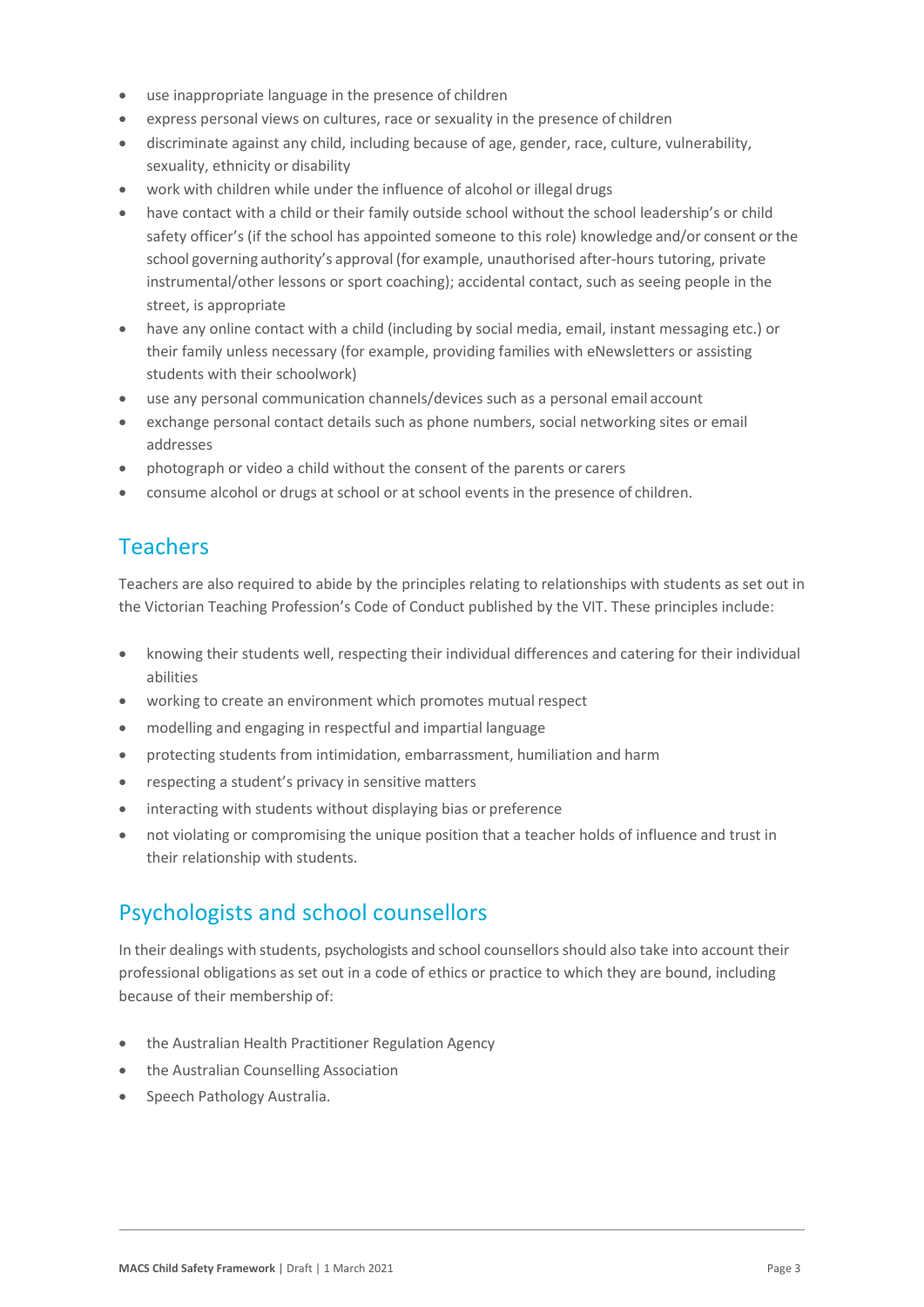- use inappropriate language in the presence of children
- express personal views on cultures, race or sexuality in the presence of children
- discriminate against any child, including because of age, gender, race, culture, vulnerability, sexuality, ethnicity or disability
- work with children while under the influence of alcohol or illegal drugs
- have contact with a child or their family outside school without the school leadership's or child safety officer's (if the school has appointed someone to this role) knowledge and/or consent or the school governing authority's approval (for example, unauthorised after-hours tutoring, private instrumental/other lessons or sport coaching); accidental contact, such as seeing people in the street, is appropriate
- have any online contact with a child (including by social media, email, instant messaging etc.) or their family unless necessary (for example, providing families with eNewsletters or assisting students with their schoolwork)
- use any personal communication channels/devices such as a personal email account
- exchange personal contact details such as phone numbers, social networking sites or email addresses
- photograph or video a child without the consent of the parents or carers
- consume alcohol or drugs at school or at school events in the presence of children.

## Teachers

Teachers are also required to abide by the principles relating to relationships with students as set out in the Victorian Teaching Profession's Code of Conduct published by the VIT. These principles include:

- knowing their students well, respecting their individual differences and catering for their individual abilities
- working to create an environment which promotes mutual respect
- modelling and engaging in respectful and impartial language
- protecting students from intimidation, embarrassment, humiliation and harm
- respecting a student's privacy in sensitive matters
- interacting with students without displaying bias or preference
- not violating or compromising the unique position that a teacher holds of influence and trust in their relationship with students.

## Psychologists and school counsellors

In their dealings with students, psychologists and school counsellors should also take into account their professional obligations as set out in a code of ethics or practice to which they are bound, including because of their membership of:

- the Australian Health Practitioner Regulation Agency
- the Australian Counselling Association
- Speech Pathology Australia.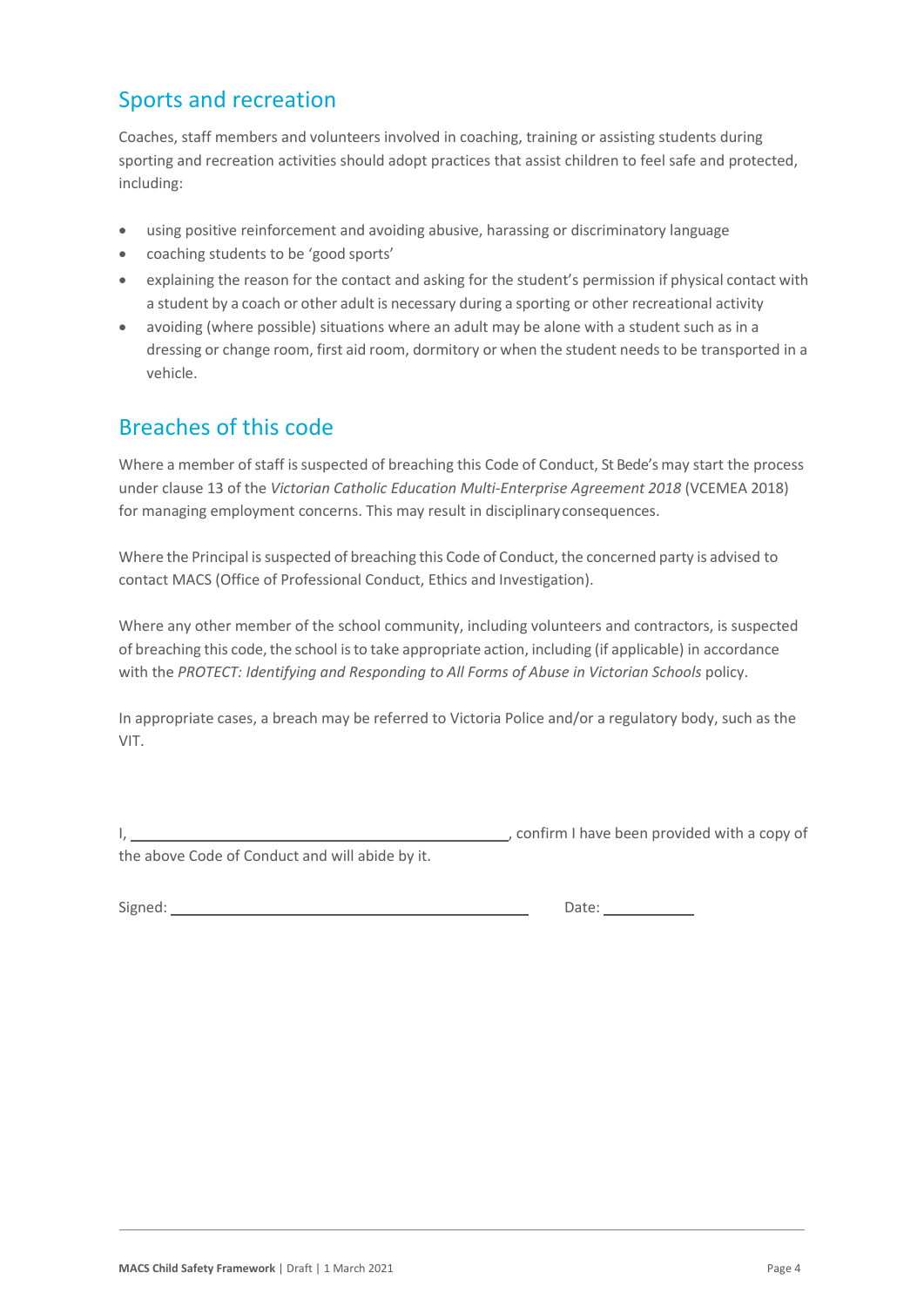## Sports and recreation

Coaches, staff members and volunteers involved in coaching, training or assisting students during sporting and recreation activities should adopt practices that assist children to feel safe and protected, including:

- using positive reinforcement and avoiding abusive, harassing or discriminatory language
- coaching students to be 'good sports'
- explaining the reason for the contact and asking for the student's permission if physical contact with a student by a coach or other adult is necessary during a sporting or other recreational activity
- avoiding (where possible) situations where an adult may be alone with a student such as in a dressing or change room, first aid room, dormitory or when the student needs to be transported in a vehicle.

## Breaches of this code

Where a member of staff is suspected of breaching this Code of Conduct, St Bede's may start the process under clause 13 of the *Victorian Catholic Education Multi-Enterprise Agreement 2018* (VCEMEA 2018) for managing employment concerns. This may result in disciplinary consequences.

Where the Principal is suspected of breaching this Code of Conduct, the concerned party is advised to contact MACS (Office of Professional Conduct, Ethics and Investigation).

Where any other member of the school community, including volunteers and contractors, is suspected of breaching this code, the school is to take appropriate action, including (if applicable) in accordance with the *PROTECT: Identifying and Responding to All Forms of Abuse in Victorian Schools* policy.

In appropriate cases, a breach may be referred to Victoria Police and/or a regulatory body, such as the VIT.

I, ______________________________________________, confirm I have been provided with a copy of the above Code of Conduct and will abide by it.

Signed: ______________________________________________ Date: ____________